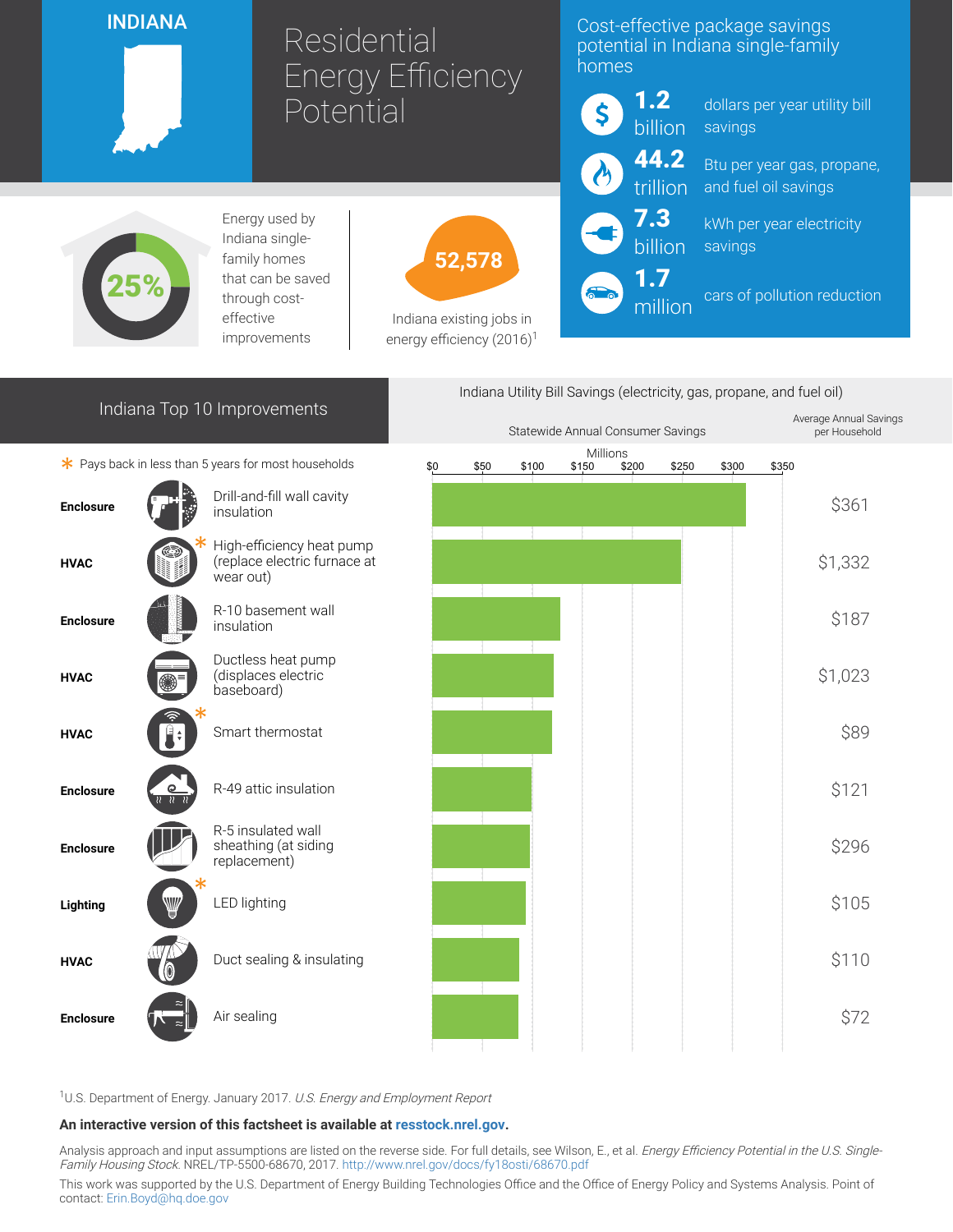# INDIANA

# Residential Energy Efficiency Potential

## Cost-effective package savings potential in Indiana single-family homes

- **1.2 billion** dollars per year utility bill savings
- **44.2 trillion** Btu per year gas, propane, and fuel oil savings
- **7.3 billion** kWh per year electricity savings
- **1.7 million** cars of pollution reduction

**25%** Energy used by Indiana single-family homes that can be saved through cost-effective improvements

**52,578** Indiana existing jobs in energy efficiency (2016)[1]

## Indiana Top 10 Improvements

\* Pays back in less than 5 years for most households

Indiana Utility Bill Savings (electricity, gas, propane, and fuel oil)

| Category | Improvement | Statewide Annual Consumer Savings (Millions) | Average Annual Savings per Household |
|---|---|---|---|
| Enclosure | Drill-and-fill wall cavity insulation | ~$315 | $361 |
| HVAC | High-efficiency heat pump (replace electric furnace at wear out) * | ~$250 | $1,332 |
| Enclosure | R-10 basement wall insulation | ~$129 | $187 |
| HVAC | Ductless heat pump (displaces electric baseboard) | ~$122 | $1,023 |
| HVAC | Smart thermostat * | ~$121 | $89 |
| Enclosure | R-49 attic insulation | ~$100 | $121 |
| Enclosure | R-5 insulated wall sheathing (at siding replacement) | ~$98 | $296 |
| Lighting | LED lighting * | ~$94 | $105 |
| HVAC | Duct sealing & insulating | ~$88 | $110 |
| Enclosure | Air sealing | ~$87 | $72 |

[1]U.S. Department of Energy. January 2017. *U.S. Energy and Employment Report*

**An interactive version of this factsheet is available at resstock.nrel.gov.**

Analysis approach and input assumptions are listed on the reverse side. For full details, see Wilson, E., et al. *Energy Efficiency Potential in the U.S. Single-Family Housing Stock.* NREL/TP-5500-68670, 2017. http://www.nrel.gov/docs/fy18osti/68670.pdf

This work was supported by the U.S. Department of Energy Building Technologies Office and the Office of Energy Policy and Systems Analysis. Point of contact: Erin.Boyd@hq.doe.gov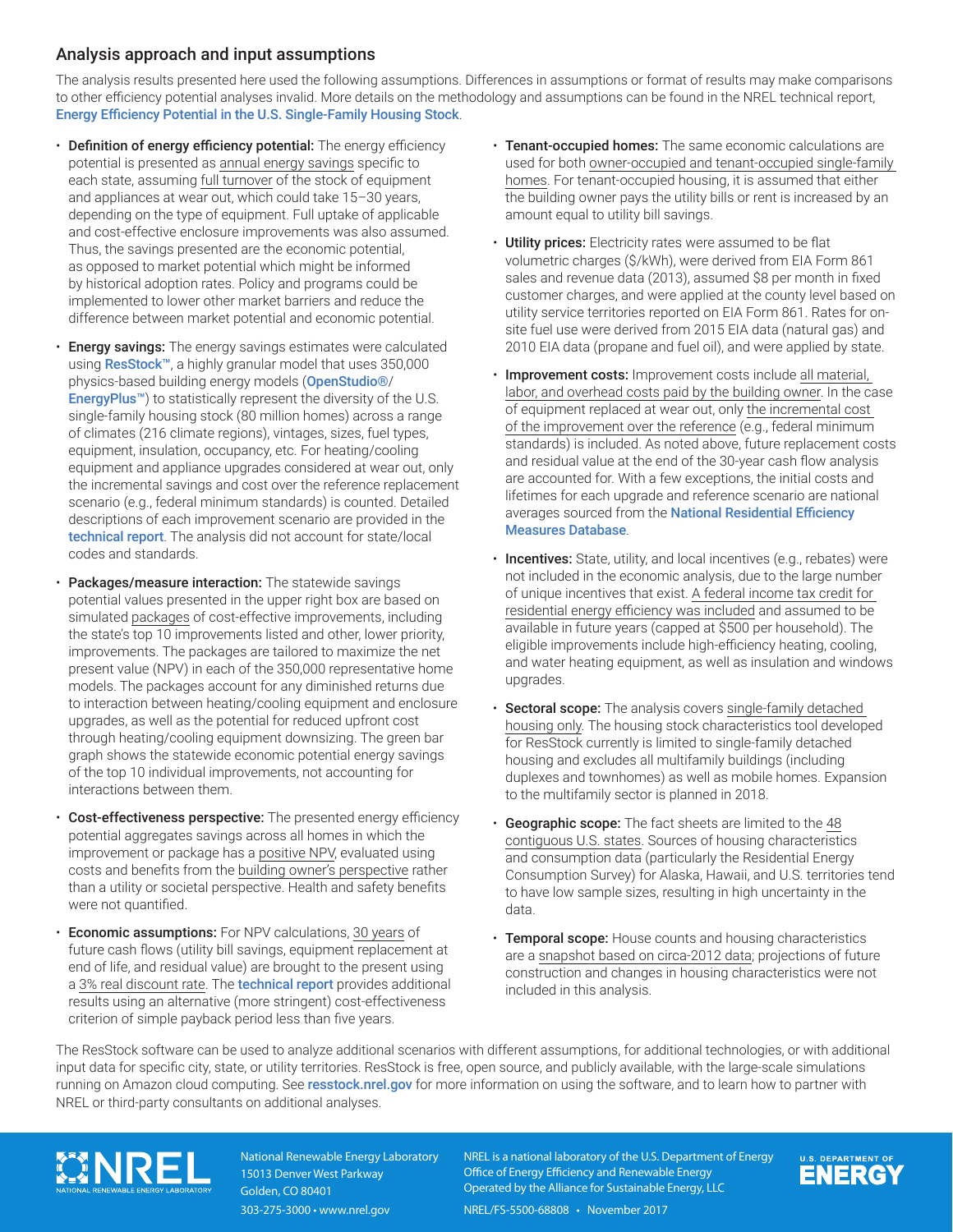## Analysis approach and input assumptions

The analysis results presented here used the following assumptions. Differences in assumptions or format of results may make comparisons to other efficiency potential analyses invalid. More details on the methodology and assumptions can be found in the NREL technical report, Energy Efficiency Potential in the U.S. Single-Family Housing Stock.

- **Definition of energy efficiency potential:** The energy efficiency potential is presented as annual energy savings specific to each state, assuming full turnover of the stock of equipment and appliances at wear out, which could take 15–30 years, depending on the type of equipment. Full uptake of applicable and cost-effective enclosure improvements was also assumed. Thus, the savings presented are the economic potential, as opposed to market potential which might be informed by historical adoption rates. Policy and programs could be implemented to lower other market barriers and reduce the difference between market potential and economic potential.
- **Energy savings:** The energy savings estimates were calculated using ResStock™, a highly granular model that uses 350,000 physics-based building energy models (OpenStudio®/EnergyPlus™) to statistically represent the diversity of the U.S. single-family housing stock (80 million homes) across a range of climates (216 climate regions), vintages, sizes, fuel types, equipment, insulation, occupancy, etc. For heating/cooling equipment and appliance upgrades considered at wear out, only the incremental savings and cost over the reference replacement scenario (e.g., federal minimum standards) is counted. Detailed descriptions of each improvement scenario are provided in the technical report. The analysis did not account for state/local codes and standards.
- **Packages/measure interaction:** The statewide savings potential values presented in the upper right box are based on simulated packages of cost-effective improvements, including the state's top 10 improvements listed and other, lower priority, improvements. The packages are tailored to maximize the net present value (NPV) in each of the 350,000 representative home models. The packages account for any diminished returns due to interaction between heating/cooling equipment and enclosure upgrades, as well as the potential for reduced upfront cost through heating/cooling equipment downsizing. The green bar graph shows the statewide economic potential energy savings of the top 10 individual improvements, not accounting for interactions between them.
- **Cost-effectiveness perspective:** The presented energy efficiency potential aggregates savings across all homes in which the improvement or package has a positive NPV, evaluated using costs and benefits from the building owner's perspective rather than a utility or societal perspective. Health and safety benefits were not quantified.
- **Economic assumptions:** For NPV calculations, 30 years of future cash flows (utility bill savings, equipment replacement at end of life, and residual value) are brought to the present using a 3% real discount rate. The technical report provides additional results using an alternative (more stringent) cost-effectiveness criterion of simple payback period less than five years.
- **Tenant-occupied homes:** The same economic calculations are used for both owner-occupied and tenant-occupied single-family homes. For tenant-occupied housing, it is assumed that either the building owner pays the utility bills or rent is increased by an amount equal to utility bill savings.
- **Utility prices:** Electricity rates were assumed to be flat volumetric charges ($/kWh), were derived from EIA Form 861 sales and revenue data (2013), assumed $8 per month in fixed customer charges, and were applied at the county level based on utility service territories reported on EIA Form 861. Rates for on-site fuel use were derived from 2015 EIA data (natural gas) and 2010 EIA data (propane and fuel oil), and were applied by state.
- **Improvement costs:** Improvement costs include all material, labor, and overhead costs paid by the building owner. In the case of equipment replaced at wear out, only the incremental cost of the improvement over the reference (e.g., federal minimum standards) is included. As noted above, future replacement costs and residual value at the end of the 30-year cash flow analysis are accounted for. With a few exceptions, the initial costs and lifetimes for each upgrade and reference scenario are national averages sourced from the National Residential Efficiency Measures Database.
- **Incentives:** State, utility, and local incentives (e.g., rebates) were not included in the economic analysis, due to the large number of unique incentives that exist. A federal income tax credit for residential energy efficiency was included and assumed to be available in future years (capped at $500 per household). The eligible improvements include high-efficiency heating, cooling, and water heating equipment, as well as insulation and windows upgrades.
- **Sectoral scope:** The analysis covers single-family detached housing only. The housing stock characteristics tool developed for ResStock currently is limited to single-family detached housing and excludes all multifamily buildings (including duplexes and townhomes) as well as mobile homes. Expansion to the multifamily sector is planned in 2018.
- **Geographic scope:** The fact sheets are limited to the 48 contiguous U.S. states. Sources of housing characteristics and consumption data (particularly the Residential Energy Consumption Survey) for Alaska, Hawaii, and U.S. territories tend to have low sample sizes, resulting in high uncertainty in the data.
- **Temporal scope:** House counts and housing characteristics are a snapshot based on circa-2012 data; projections of future construction and changes in housing characteristics were not included in this analysis.

The ResStock software can be used to analyze additional scenarios with different assumptions, for additional technologies, or with additional input data for specific city, state, or utility territories. ResStock is free, open source, and publicly available, with the large-scale simulations running on Amazon cloud computing. See resstock.nrel.gov for more information on using the software, and to learn how to partner with NREL or third-party consultants on additional analyses.

NREL
NATIONAL RENEWABLE ENERGY LABORATORY

National Renewable Energy Laboratory
15013 Denver West Parkway
Golden, CO 80401
303-275-3000 • www.nrel.gov

NREL is a national laboratory of the U.S. Department of Energy
Office of Energy Efficiency and Renewable Energy
Operated by the Alliance for Sustainable Energy, LLC

NREL/FS-5500-68808 • November 2017

U.S. DEPARTMENT OF ENERGY